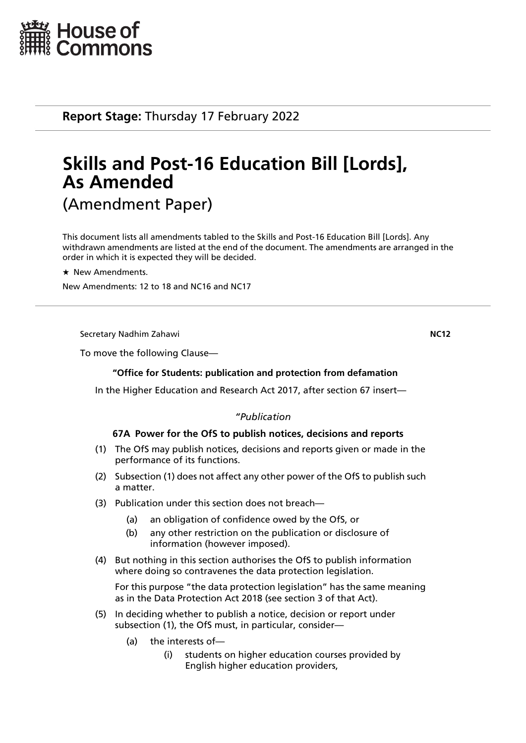House of Commons

**Report Stage:** Thursday 17 February 2022

# Skills and Post-16 Education Bill [Lords], As Amended

(Amendment Paper)

This document lists all amendments tabled to the Skills and Post-16 Education Bill [Lords]. Any withdrawn amendments are listed at the end of the document. The amendments are arranged in the order in which it is expected they will be decided.

★ New Amendments.

New Amendments: 12 to 18 and NC16 and NC17

Secretary Nadhim Zahawi **NC12**

To move the following Clause—

**"Office for Students: publication and protection from defamation**

In the Higher Education and Research Act 2017, after section 67 insert—

*"Publication*

**67A Power for the OfS to publish notices, decisions and reports**

(1) The OfS may publish notices, decisions and reports given or made in the performance of its functions.

(2) Subsection (1) does not affect any other power of the OfS to publish such a matter.

(3) Publication under this section does not breach—

(a) an obligation of confidence owed by the OfS, or

(b) any other restriction on the publication or disclosure of information (however imposed).

(4) But nothing in this section authorises the OfS to publish information where doing so contravenes the data protection legislation.

For this purpose "the data protection legislation" has the same meaning as in the Data Protection Act 2018 (see section 3 of that Act).

(5) In deciding whether to publish a notice, decision or report under subsection (1), the OfS must, in particular, consider—

(a) the interests of—

(i) students on higher education courses provided by English higher education providers,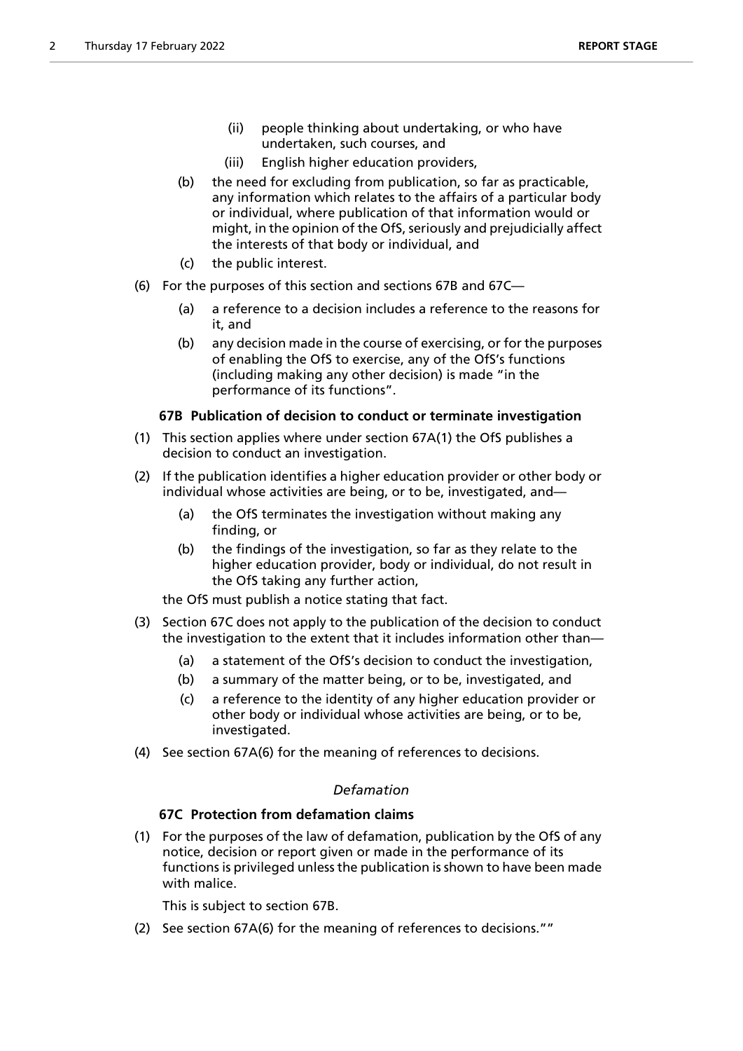(ii) people thinking about undertaking, or who have undertaken, such courses, and

(iii) English higher education providers,

(b) the need for excluding from publication, so far as practicable, any information which relates to the affairs of a particular body or individual, where publication of that information would or might, in the opinion of the OfS, seriously and prejudicially affect the interests of that body or individual, and

(c) the public interest.

(6) For the purposes of this section and sections 67B and 67C—

(a) a reference to a decision includes a reference to the reasons for it, and

(b) any decision made in the course of exercising, or for the purposes of enabling the OfS to exercise, any of the OfS's functions (including making any other decision) is made "in the performance of its functions".

**67B Publication of decision to conduct or terminate investigation**

(1) This section applies where under section 67A(1) the OfS publishes a decision to conduct an investigation.

(2) If the publication identifies a higher education provider or other body or individual whose activities are being, or to be, investigated, and—

(a) the OfS terminates the investigation without making any finding, or

(b) the findings of the investigation, so far as they relate to the higher education provider, body or individual, do not result in the OfS taking any further action,

the OfS must publish a notice stating that fact.

(3) Section 67C does not apply to the publication of the decision to conduct the investigation to the extent that it includes information other than—

(a) a statement of the OfS's decision to conduct the investigation,

(b) a summary of the matter being, or to be, investigated, and

(c) a reference to the identity of any higher education provider or other body or individual whose activities are being, or to be, investigated.

(4) See section 67A(6) for the meaning of references to decisions.

*Defamation*

**67C Protection from defamation claims**

(1) For the purposes of the law of defamation, publication by the OfS of any notice, decision or report given or made in the performance of its functions is privileged unless the publication is shown to have been made with malice.

This is subject to section 67B.

(2) See section 67A(6) for the meaning of references to decisions.""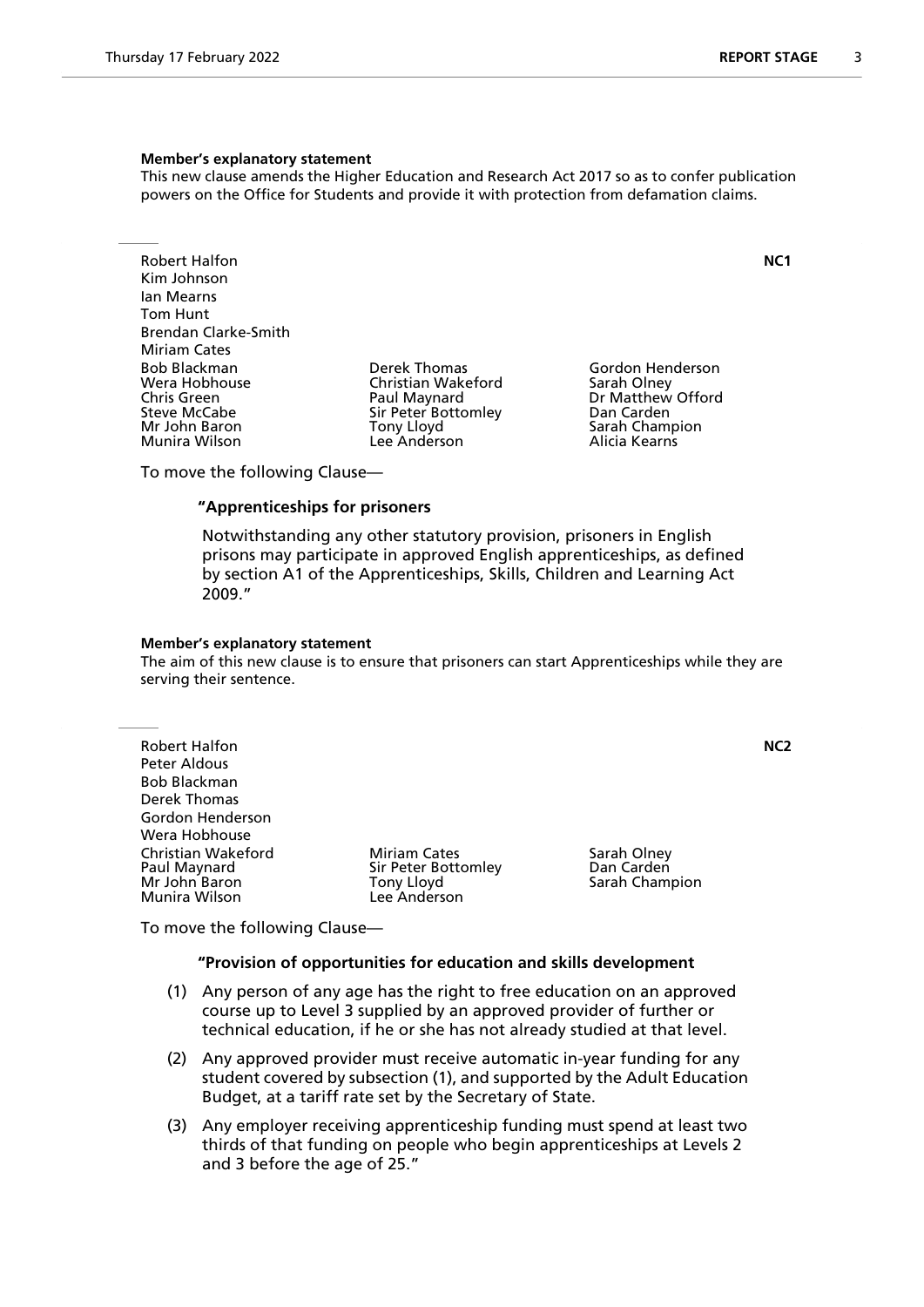**Member's explanatory statement**

This new clause amends the Higher Education and Research Act 2017 so as to confer publication powers on the Office for Students and provide it with protection from defamation claims.

---

Robert Halfon
Kim Johnson
Ian Mearns
Tom Hunt
Brendan Clarke-Smith
Miriam Cates
Bob Blackman
Wera Hobhouse
Chris Green
Steve McCabe
Mr John Baron
Munira Wilson
Derek Thomas
Christian Wakeford
Paul Maynard
Sir Peter Bottomley
Tony Lloyd
Lee Anderson
Gordon Henderson
Sarah Olney
Dr Matthew Offord
Dan Carden
Sarah Champion
Alicia Kearns

**NC1**

To move the following Clause—

**"Apprenticeships for prisoners**

Notwithstanding any other statutory provision, prisoners in English prisons may participate in approved English apprenticeships, as defined by section A1 of the Apprenticeships, Skills, Children and Learning Act 2009."

**Member's explanatory statement**

The aim of this new clause is to ensure that prisoners can start Apprenticeships while they are serving their sentence.

---

Robert Halfon
Peter Aldous
Bob Blackman
Derek Thomas
Gordon Henderson
Wera Hobhouse
Christian Wakeford
Paul Maynard
Mr John Baron
Munira Wilson
Miriam Cates
Sir Peter Bottomley
Tony Lloyd
Lee Anderson
Sarah Olney
Dan Carden
Sarah Champion

**NC2**

To move the following Clause—

**"Provision of opportunities for education and skills development**

(1) Any person of any age has the right to free education on an approved course up to Level 3 supplied by an approved provider of further or technical education, if he or she has not already studied at that level.

(2) Any approved provider must receive automatic in-year funding for any student covered by subsection (1), and supported by the Adult Education Budget, at a tariff rate set by the Secretary of State.

(3) Any employer receiving apprenticeship funding must spend at least two thirds of that funding on people who begin apprenticeships at Levels 2 and 3 before the age of 25."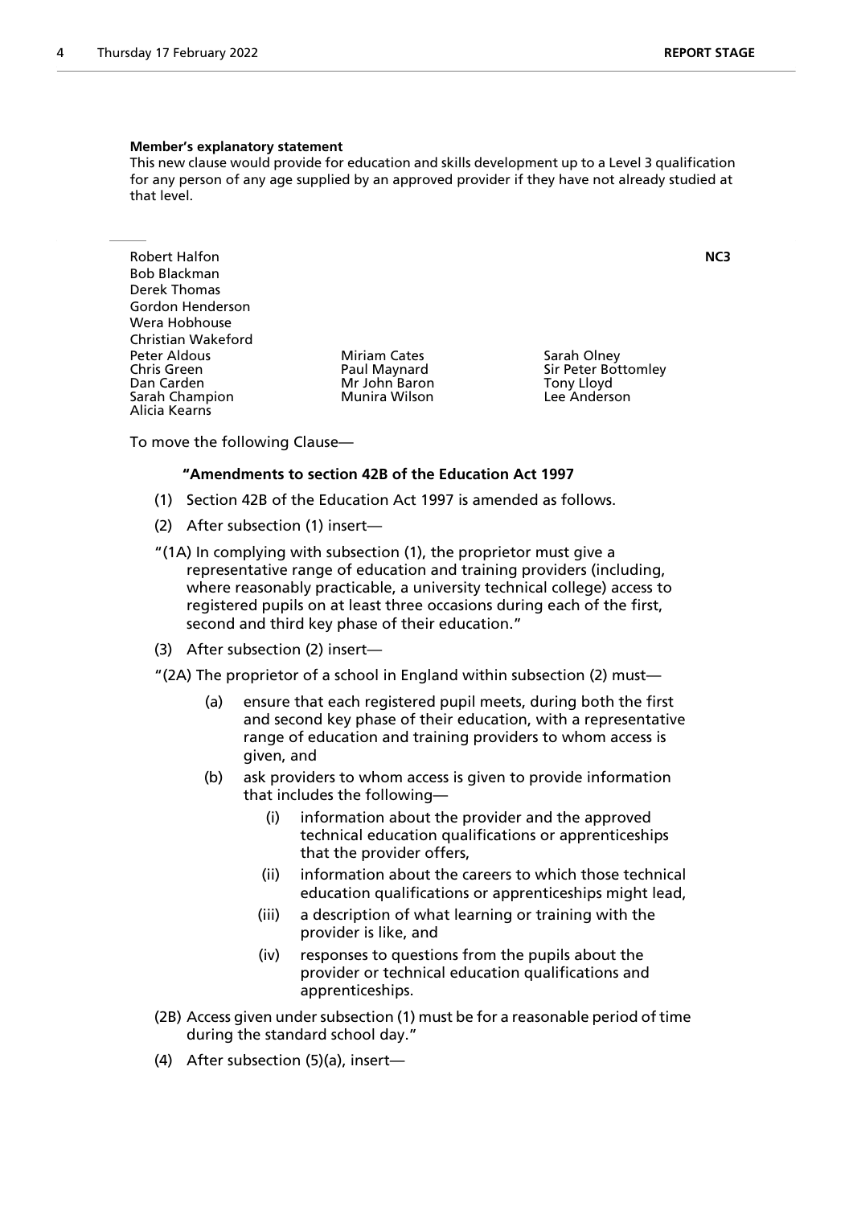**Member's explanatory statement**

This new clause would provide for education and skills development up to a Level 3 qualification for any person of any age supplied by an approved provider if they have not already studied at that level.

---

Robert Halfon
Bob Blackman
Derek Thomas
Gordon Henderson
Wera Hobhouse
Christian Wakeford
Peter Aldous
Chris Green
Dan Carden
Sarah Champion
Alicia Kearns
Miriam Cates
Paul Maynard
Mr John Baron
Munira Wilson
Sarah Olney
Sir Peter Bottomley
Tony Lloyd
Lee Anderson

**NC3**

To move the following Clause—

**"Amendments to section 42B of the Education Act 1997**

(1) Section 42B of the Education Act 1997 is amended as follows.

(2) After subsection (1) insert—

"(1A) In complying with subsection (1), the proprietor must give a representative range of education and training providers (including, where reasonably practicable, a university technical college) access to registered pupils on at least three occasions during each of the first, second and third key phase of their education."

(3) After subsection (2) insert—

"(2A) The proprietor of a school in England within subsection (2) must—

(a) ensure that each registered pupil meets, during both the first and second key phase of their education, with a representative range of education and training providers to whom access is given, and

(b) ask providers to whom access is given to provide information that includes the following—

(i) information about the provider and the approved technical education qualifications or apprenticeships that the provider offers,

(ii) information about the careers to which those technical education qualifications or apprenticeships might lead,

(iii) a description of what learning or training with the provider is like, and

(iv) responses to questions from the pupils about the provider or technical education qualifications and apprenticeships.

(2B) Access given under subsection (1) must be for a reasonable period of time during the standard school day."

(4) After subsection (5)(a), insert—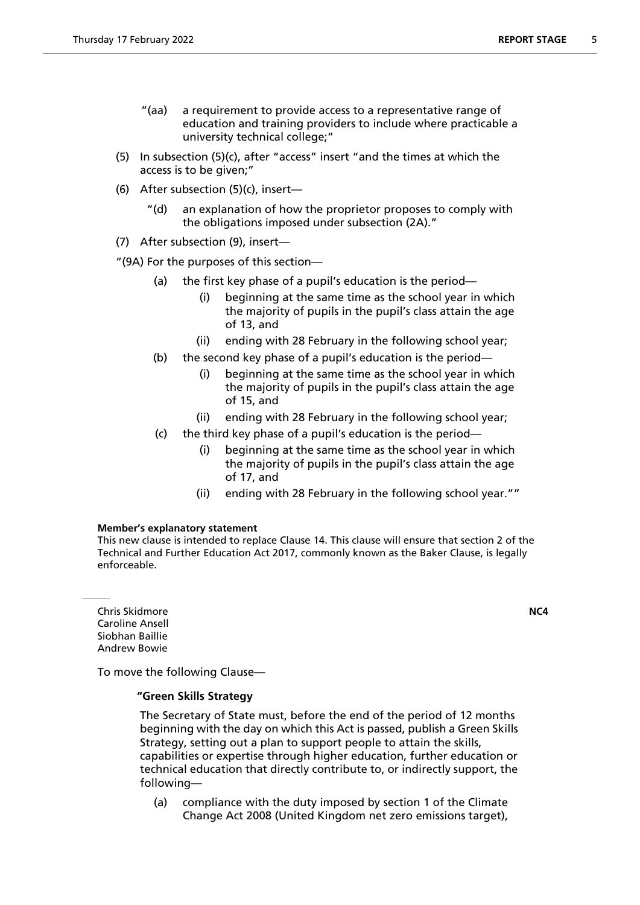"(aa) a requirement to provide access to a representative range of education and training providers to include where practicable a university technical college;"

(5) In subsection (5)(c), after "access" insert "and the times at which the access is to be given;"

(6) After subsection (5)(c), insert—

"(d) an explanation of how the proprietor proposes to comply with the obligations imposed under subsection (2A)."

(7) After subsection (9), insert—

"(9A) For the purposes of this section—

(a) the first key phase of a pupil's education is the period—

(i) beginning at the same time as the school year in which the majority of pupils in the pupil's class attain the age of 13, and

(ii) ending with 28 February in the following school year;

(b) the second key phase of a pupil's education is the period—

(i) beginning at the same time as the school year in which the majority of pupils in the pupil's class attain the age of 15, and

(ii) ending with 28 February in the following school year;

(c) the third key phase of a pupil's education is the period—

(i) beginning at the same time as the school year in which the majority of pupils in the pupil's class attain the age of 17, and

(ii) ending with 28 February in the following school year.""

**Member's explanatory statement**

This new clause is intended to replace Clause 14. This clause will ensure that section 2 of the Technical and Further Education Act 2017, commonly known as the Baker Clause, is legally enforceable.

---

Chris Skidmore
Caroline Ansell
Siobhan Baillie
Andrew Bowie

**NC4**

To move the following Clause—

**"Green Skills Strategy**

The Secretary of State must, before the end of the period of 12 months beginning with the day on which this Act is passed, publish a Green Skills Strategy, setting out a plan to support people to attain the skills, capabilities or expertise through higher education, further education or technical education that directly contribute to, or indirectly support, the following—

(a) compliance with the duty imposed by section 1 of the Climate Change Act 2008 (United Kingdom net zero emissions target),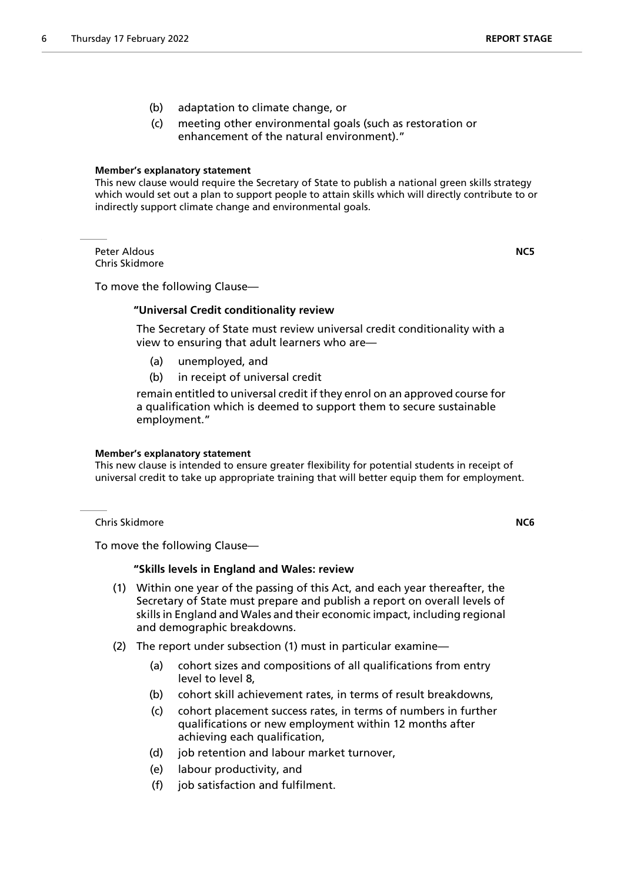(b) adaptation to climate change, or

(c) meeting other environmental goals (such as restoration or enhancement of the natural environment)."

**Member's explanatory statement**

This new clause would require the Secretary of State to publish a national green skills strategy which would set out a plan to support people to attain skills which will directly contribute to or indirectly support climate change and environmental goals.

---

Peter Aldous
Chris Skidmore

**NC5**

To move the following Clause—

**"Universal Credit conditionality review**

The Secretary of State must review universal credit conditionality with a view to ensuring that adult learners who are—

(a) unemployed, and

(b) in receipt of universal credit

remain entitled to universal credit if they enrol on an approved course for a qualification which is deemed to support them to secure sustainable employment."

**Member's explanatory statement**

This new clause is intended to ensure greater flexibility for potential students in receipt of universal credit to take up appropriate training that will better equip them for employment.

---

Chris Skidmore

**NC6**

To move the following Clause—

**"Skills levels in England and Wales: review**

(1) Within one year of the passing of this Act, and each year thereafter, the Secretary of State must prepare and publish a report on overall levels of skills in England and Wales and their economic impact, including regional and demographic breakdowns.

(2) The report under subsection (1) must in particular examine—

(a) cohort sizes and compositions of all qualifications from entry level to level 8,

(b) cohort skill achievement rates, in terms of result breakdowns,

(c) cohort placement success rates, in terms of numbers in further qualifications or new employment within 12 months after achieving each qualification,

(d) job retention and labour market turnover,

(e) labour productivity, and

(f) job satisfaction and fulfilment.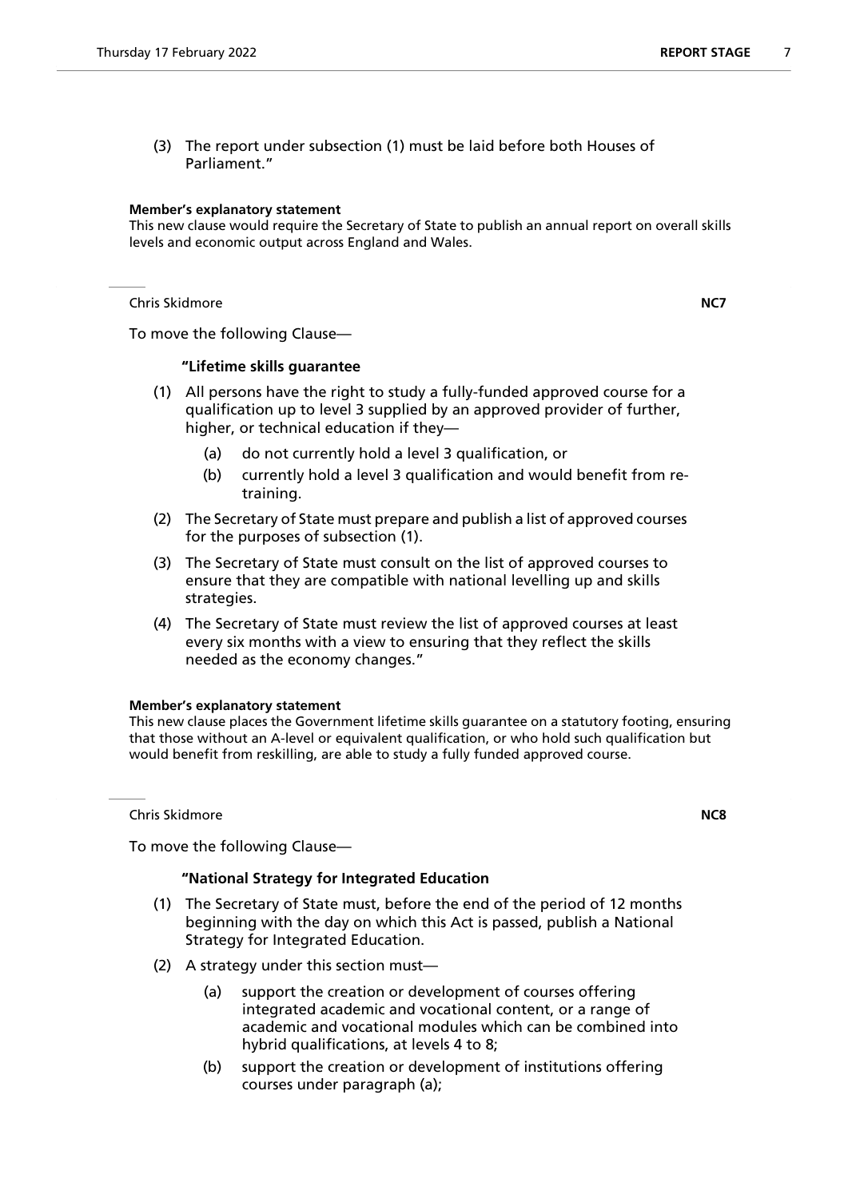(3) The report under subsection (1) must be laid before both Houses of Parliament."

**Member's explanatory statement**

This new clause would require the Secretary of State to publish an annual report on overall skills levels and economic output across England and Wales.

---

Chris Skidmore **NC7**

To move the following Clause—

**"Lifetime skills guarantee**

(1) All persons have the right to study a fully-funded approved course for a qualification up to level 3 supplied by an approved provider of further, higher, or technical education if they—

(a) do not currently hold a level 3 qualification, or

(b) currently hold a level 3 qualification and would benefit from re-training.

(2) The Secretary of State must prepare and publish a list of approved courses for the purposes of subsection (1).

(3) The Secretary of State must consult on the list of approved courses to ensure that they are compatible with national levelling up and skills strategies.

(4) The Secretary of State must review the list of approved courses at least every six months with a view to ensuring that they reflect the skills needed as the economy changes."

**Member's explanatory statement**

This new clause places the Government lifetime skills guarantee on a statutory footing, ensuring that those without an A-level or equivalent qualification, or who hold such qualification but would benefit from reskilling, are able to study a fully funded approved course.

---

Chris Skidmore **NC8**

To move the following Clause—

**"National Strategy for Integrated Education**

(1) The Secretary of State must, before the end of the period of 12 months beginning with the day on which this Act is passed, publish a National Strategy for Integrated Education.

(2) A strategy under this section must—

(a) support the creation or development of courses offering integrated academic and vocational content, or a range of academic and vocational modules which can be combined into hybrid qualifications, at levels 4 to 8;

(b) support the creation or development of institutions offering courses under paragraph (a);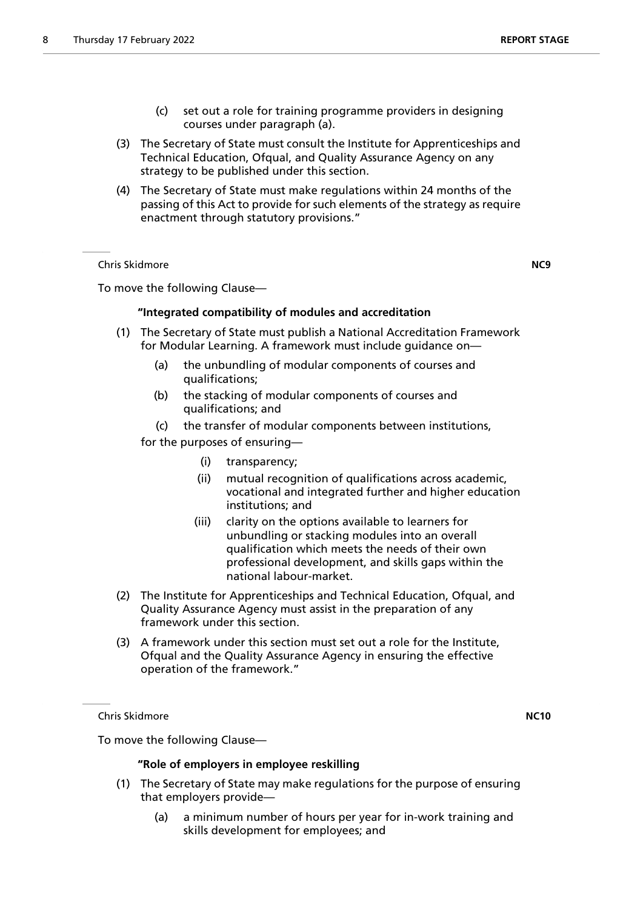(c) set out a role for training programme providers in designing courses under paragraph (a).

(3) The Secretary of State must consult the Institute for Apprenticeships and Technical Education, Ofqual, and Quality Assurance Agency on any strategy to be published under this section.

(4) The Secretary of State must make regulations within 24 months of the passing of this Act to provide for such elements of the strategy as require enactment through statutory provisions."

---

Chris Skidmore **NC9**

To move the following Clause—

**"Integrated compatibility of modules and accreditation**

(1) The Secretary of State must publish a National Accreditation Framework for Modular Learning. A framework must include guidance on—

(a) the unbundling of modular components of courses and qualifications;

(b) the stacking of modular components of courses and qualifications; and

(c) the transfer of modular components between institutions,

for the purposes of ensuring—

(i) transparency;

(ii) mutual recognition of qualifications across academic, vocational and integrated further and higher education institutions; and

(iii) clarity on the options available to learners for unbundling or stacking modules into an overall qualification which meets the needs of their own professional development, and skills gaps within the national labour-market.

(2) The Institute for Apprenticeships and Technical Education, Ofqual, and Quality Assurance Agency must assist in the preparation of any framework under this section.

(3) A framework under this section must set out a role for the Institute, Ofqual and the Quality Assurance Agency in ensuring the effective operation of the framework."

---

Chris Skidmore **NC10**

To move the following Clause—

**"Role of employers in employee reskilling**

(1) The Secretary of State may make regulations for the purpose of ensuring that employers provide—

(a) a minimum number of hours per year for in-work training and skills development for employees; and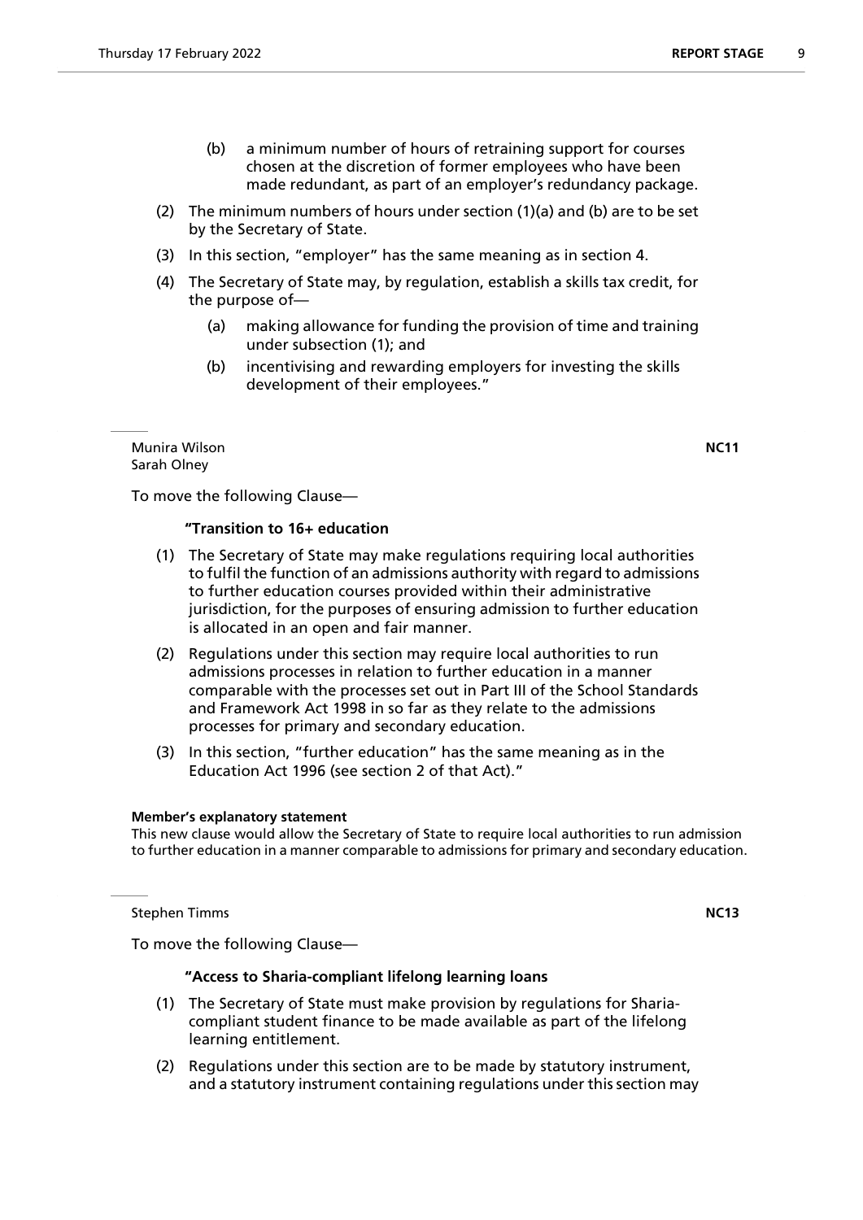(b) a minimum number of hours of retraining support for courses chosen at the discretion of former employees who have been made redundant, as part of an employer's redundancy package.

(2) The minimum numbers of hours under section (1)(a) and (b) are to be set by the Secretary of State.

(3) In this section, "employer" has the same meaning as in section 4.

(4) The Secretary of State may, by regulation, establish a skills tax credit, for the purpose of—

(a) making allowance for funding the provision of time and training under subsection (1); and

(b) incentivising and rewarding employers for investing the skills development of their employees."

---

Munira Wilson
Sarah Olney

**NC11**

To move the following Clause—

**"Transition to 16+ education**

(1) The Secretary of State may make regulations requiring local authorities to fulfil the function of an admissions authority with regard to admissions to further education courses provided within their administrative jurisdiction, for the purposes of ensuring admission to further education is allocated in an open and fair manner.

(2) Regulations under this section may require local authorities to run admissions processes in relation to further education in a manner comparable with the processes set out in Part III of the School Standards and Framework Act 1998 in so far as they relate to the admissions processes for primary and secondary education.

(3) In this section, "further education" has the same meaning as in the Education Act 1996 (see section 2 of that Act)."

**Member's explanatory statement**

This new clause would allow the Secretary of State to require local authorities to run admission to further education in a manner comparable to admissions for primary and secondary education.

---

Stephen Timms

**NC13**

To move the following Clause—

**"Access to Sharia-compliant lifelong learning loans**

(1) The Secretary of State must make provision by regulations for Sharia-compliant student finance to be made available as part of the lifelong learning entitlement.

(2) Regulations under this section are to be made by statutory instrument, and a statutory instrument containing regulations under this section may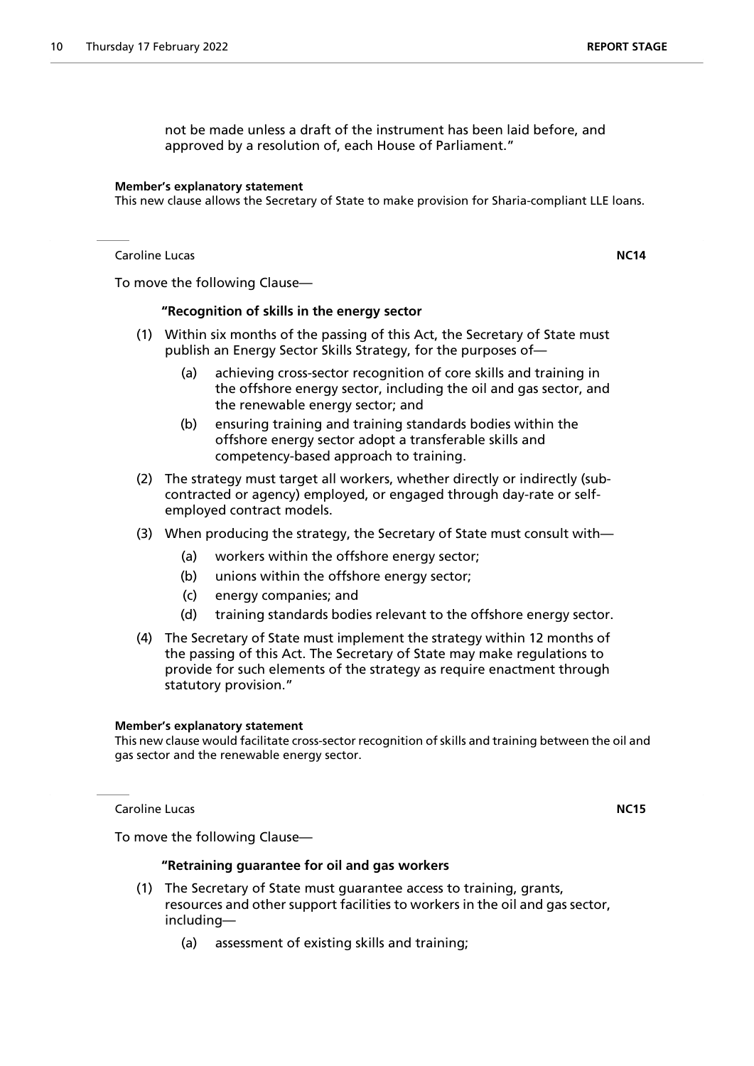not be made unless a draft of the instrument has been laid before, and approved by a resolution of, each House of Parliament."

**Member's explanatory statement**

This new clause allows the Secretary of State to make provision for Sharia-compliant LLE loans.

Caroline Lucas **NC14**

To move the following Clause—

**"Recognition of skills in the energy sector**

(1) Within six months of the passing of this Act, the Secretary of State must publish an Energy Sector Skills Strategy, for the purposes of—

(a) achieving cross-sector recognition of core skills and training in the offshore energy sector, including the oil and gas sector, and the renewable energy sector; and

(b) ensuring training and training standards bodies within the offshore energy sector adopt a transferable skills and competency-based approach to training.

(2) The strategy must target all workers, whether directly or indirectly (sub-contracted or agency) employed, or engaged through day-rate or self-employed contract models.

(3) When producing the strategy, the Secretary of State must consult with—

(a) workers within the offshore energy sector;

(b) unions within the offshore energy sector;

(c) energy companies; and

(d) training standards bodies relevant to the offshore energy sector.

(4) The Secretary of State must implement the strategy within 12 months of the passing of this Act. The Secretary of State may make regulations to provide for such elements of the strategy as require enactment through statutory provision."

**Member's explanatory statement**

This new clause would facilitate cross-sector recognition of skills and training between the oil and gas sector and the renewable energy sector.

Caroline Lucas **NC15**

To move the following Clause—

**"Retraining guarantee for oil and gas workers**

(1) The Secretary of State must guarantee access to training, grants, resources and other support facilities to workers in the oil and gas sector, including—

(a) assessment of existing skills and training;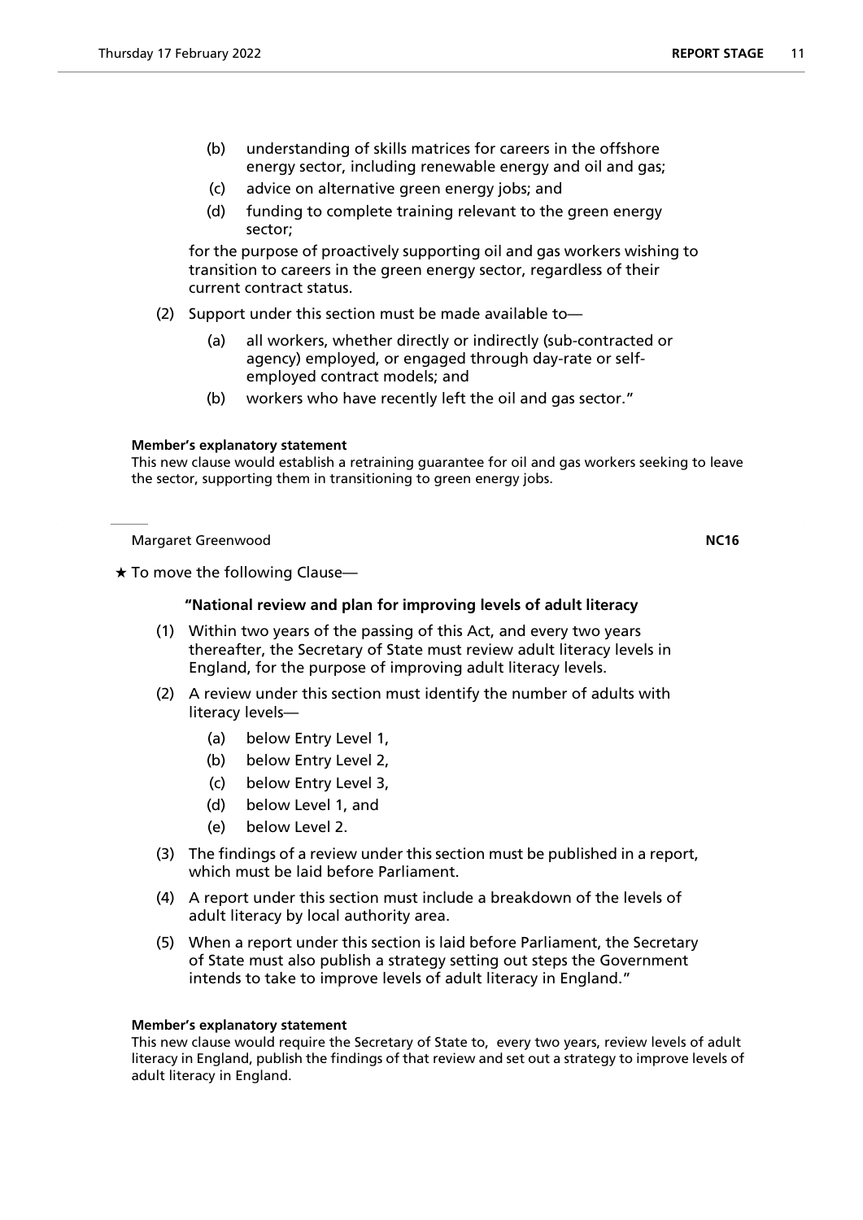(b) understanding of skills matrices for careers in the offshore energy sector, including renewable energy and oil and gas;

(c) advice on alternative green energy jobs; and

(d) funding to complete training relevant to the green energy sector;

for the purpose of proactively supporting oil and gas workers wishing to transition to careers in the green energy sector, regardless of their current contract status.

(2) Support under this section must be made available to—

(a) all workers, whether directly or indirectly (sub-contracted or agency) employed, or engaged through day-rate or self-employed contract models; and

(b) workers who have recently left the oil and gas sector."

**Member's explanatory statement**

This new clause would establish a retraining guarantee for oil and gas workers seeking to leave the sector, supporting them in transitioning to green energy jobs.

---

Margaret Greenwood **NC16**

★ To move the following Clause—

**"National review and plan for improving levels of adult literacy**

(1) Within two years of the passing of this Act, and every two years thereafter, the Secretary of State must review adult literacy levels in England, for the purpose of improving adult literacy levels.

(2) A review under this section must identify the number of adults with literacy levels—

(a) below Entry Level 1,

(b) below Entry Level 2,

(c) below Entry Level 3,

(d) below Level 1, and

(e) below Level 2.

(3) The findings of a review under this section must be published in a report, which must be laid before Parliament.

(4) A report under this section must include a breakdown of the levels of adult literacy by local authority area.

(5) When a report under this section is laid before Parliament, the Secretary of State must also publish a strategy setting out steps the Government intends to take to improve levels of adult literacy in England."

**Member's explanatory statement**

This new clause would require the Secretary of State to, every two years, review levels of adult literacy in England, publish the findings of that review and set out a strategy to improve levels of adult literacy in England.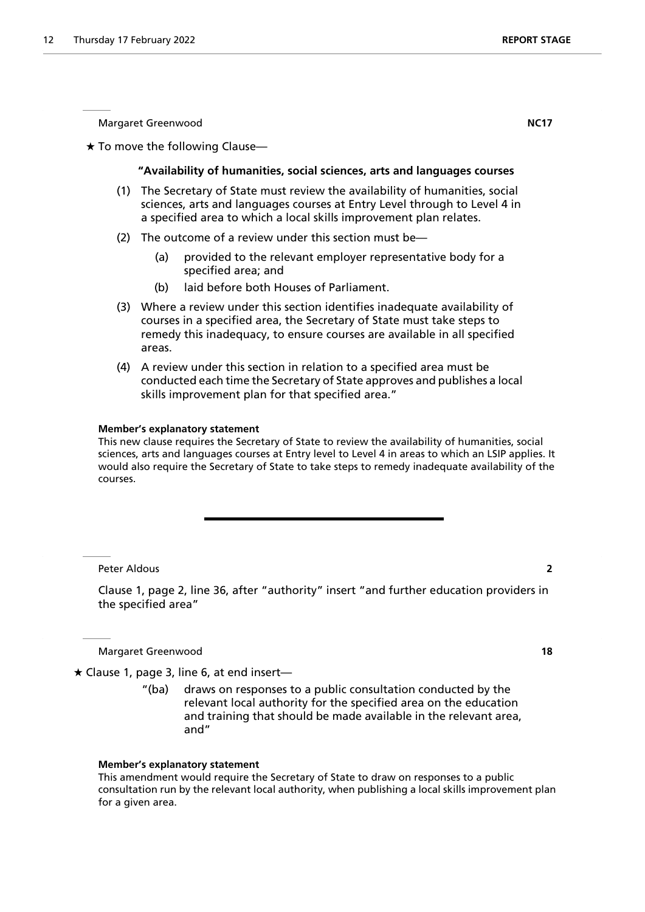Margaret Greenwood **NC17**

★ To move the following Clause—

**"Availability of humanities, social sciences, arts and languages courses**

(1) The Secretary of State must review the availability of humanities, social sciences, arts and languages courses at Entry Level through to Level 4 in a specified area to which a local skills improvement plan relates.

(2) The outcome of a review under this section must be—

(a) provided to the relevant employer representative body for a specified area; and

(b) laid before both Houses of Parliament.

(3) Where a review under this section identifies inadequate availability of courses in a specified area, the Secretary of State must take steps to remedy this inadequacy, to ensure courses are available in all specified areas.

(4) A review under this section in relation to a specified area must be conducted each time the Secretary of State approves and publishes a local skills improvement plan for that specified area."

**Member's explanatory statement**

This new clause requires the Secretary of State to review the availability of humanities, social sciences, arts and languages courses at Entry level to Level 4 in areas to which an LSIP applies. It would also require the Secretary of State to take steps to remedy inadequate availability of the courses.

---

Peter Aldous **2**

Clause 1, page 2, line 36, after "authority" insert "and further education providers in the specified area"

Margaret Greenwood **18**

★ Clause 1, page 3, line 6, at end insert—

"(ba) draws on responses to a public consultation conducted by the relevant local authority for the specified area on the education and training that should be made available in the relevant area, and"

**Member's explanatory statement**

This amendment would require the Secretary of State to draw on responses to a public consultation run by the relevant local authority, when publishing a local skills improvement plan for a given area.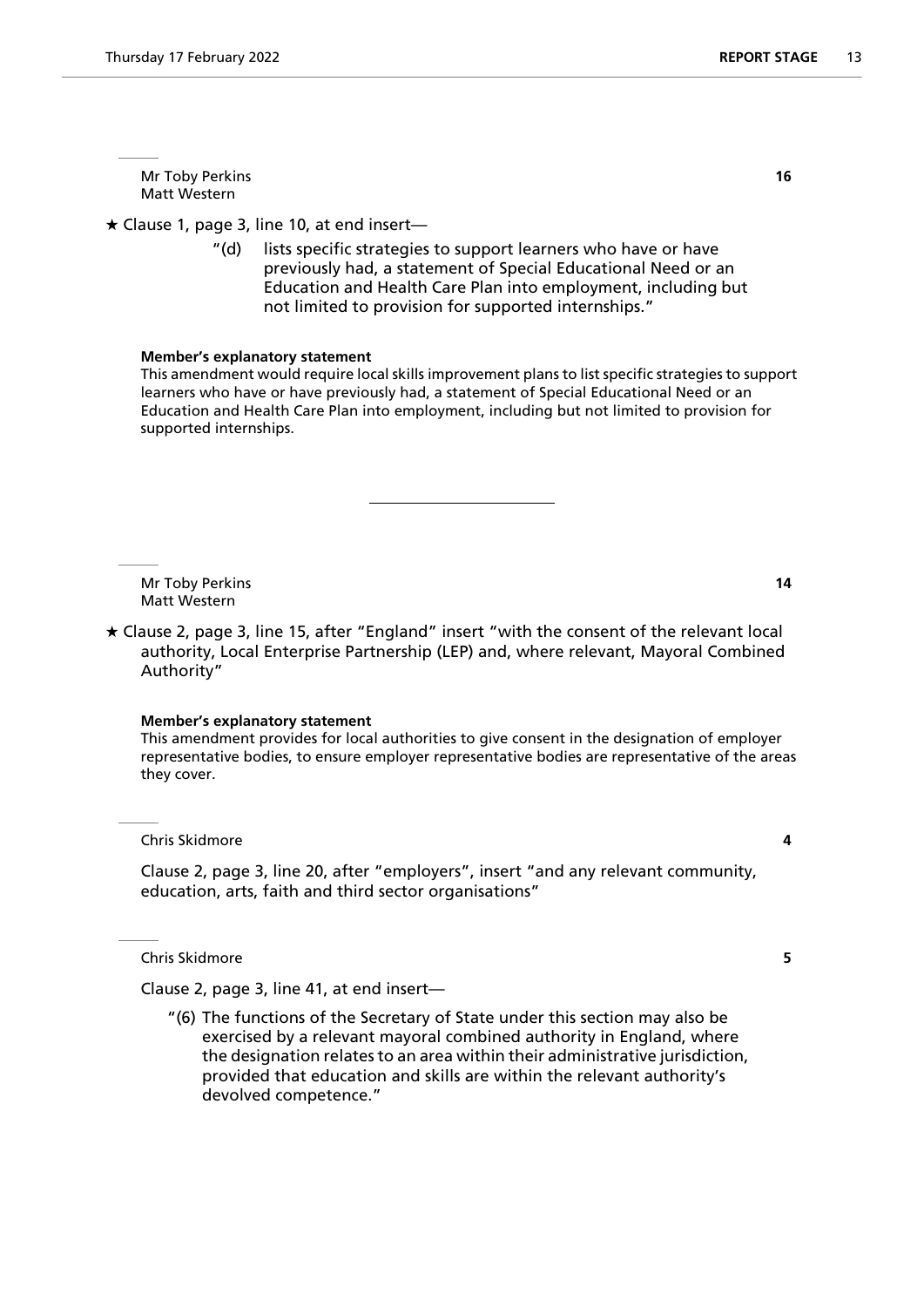Mr Toby Perkins
Matt Western

**16**

★ Clause 1, page 3, line 10, at end insert—

> "(d) lists specific strategies to support learners who have or have previously had, a statement of Special Educational Need or an Education and Health Care Plan into employment, including but not limited to provision for supported internships."

**Member's explanatory statement**

This amendment would require local skills improvement plans to list specific strategies to support learners who have or have previously had, a statement of Special Educational Need or an Education and Health Care Plan into employment, including but not limited to provision for supported internships.

---

Mr Toby Perkins
Matt Western

**14**

★ Clause 2, page 3, line 15, after "England" insert "with the consent of the relevant local authority, Local Enterprise Partnership (LEP) and, where relevant, Mayoral Combined Authority"

**Member's explanatory statement**

This amendment provides for local authorities to give consent in the designation of employer representative bodies, to ensure employer representative bodies are representative of the areas they cover.

Chris Skidmore

**4**

Clause 2, page 3, line 20, after "employers", insert "and any relevant community, education, arts, faith and third sector organisations"

Chris Skidmore

**5**

Clause 2, page 3, line 41, at end insert—

> "(6) The functions of the Secretary of State under this section may also be exercised by a relevant mayoral combined authority in England, where the designation relates to an area within their administrative jurisdiction, provided that education and skills are within the relevant authority's devolved competence."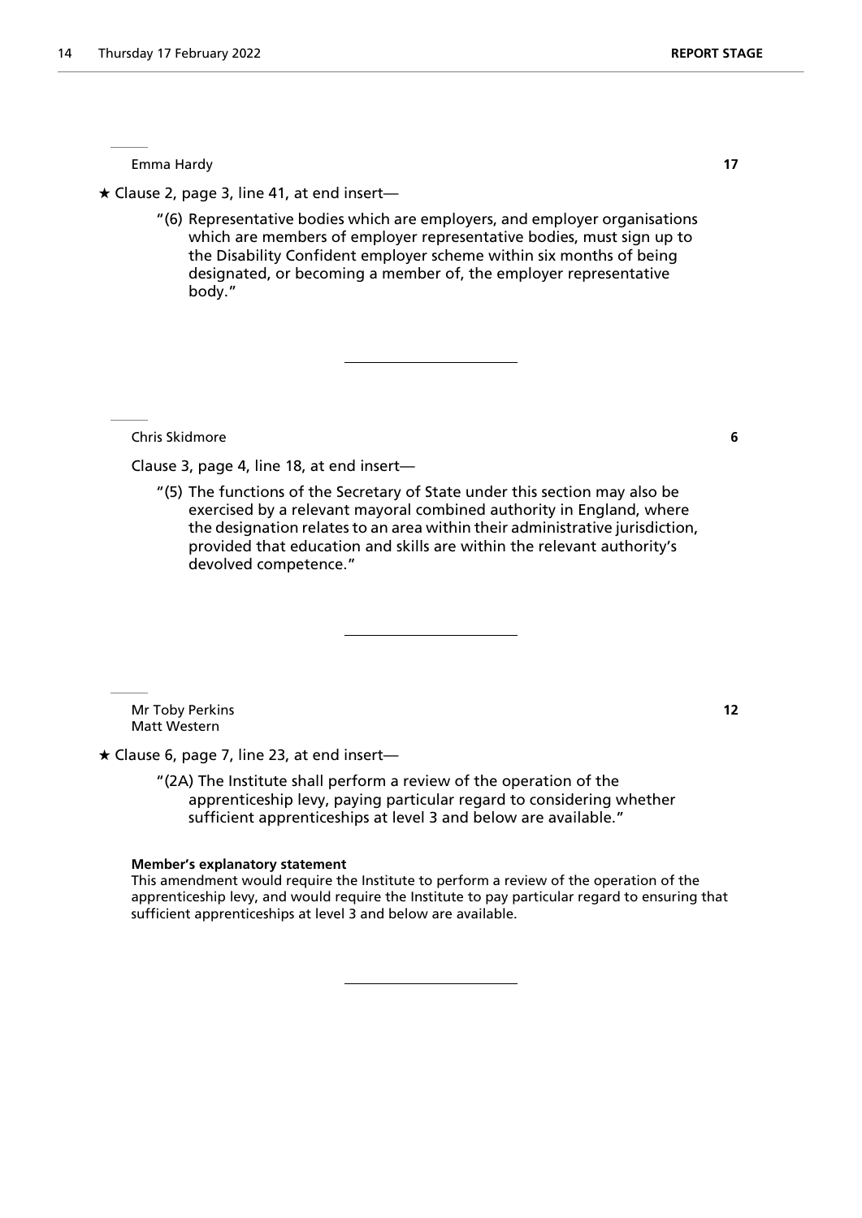Emma Hardy **17**

★ Clause 2, page 3, line 41, at end insert—

> "(6) Representative bodies which are employers, and employer organisations which are members of employer representative bodies, must sign up to the Disability Confident employer scheme within six months of being designated, or becoming a member of, the employer representative body."

---

Chris Skidmore **6**

Clause 3, page 4, line 18, at end insert—

> "(5) The functions of the Secretary of State under this section may also be exercised by a relevant mayoral combined authority in England, where the designation relates to an area within their administrative jurisdiction, provided that education and skills are within the relevant authority's devolved competence."

---

Mr Toby Perkins **12**
Matt Western

★ Clause 6, page 7, line 23, at end insert—

> "(2A) The Institute shall perform a review of the operation of the apprenticeship levy, paying particular regard to considering whether sufficient apprenticeships at level 3 and below are available."

**Member's explanatory statement**

This amendment would require the Institute to perform a review of the operation of the apprenticeship levy, and would require the Institute to pay particular regard to ensuring that sufficient apprenticeships at level 3 and below are available.

---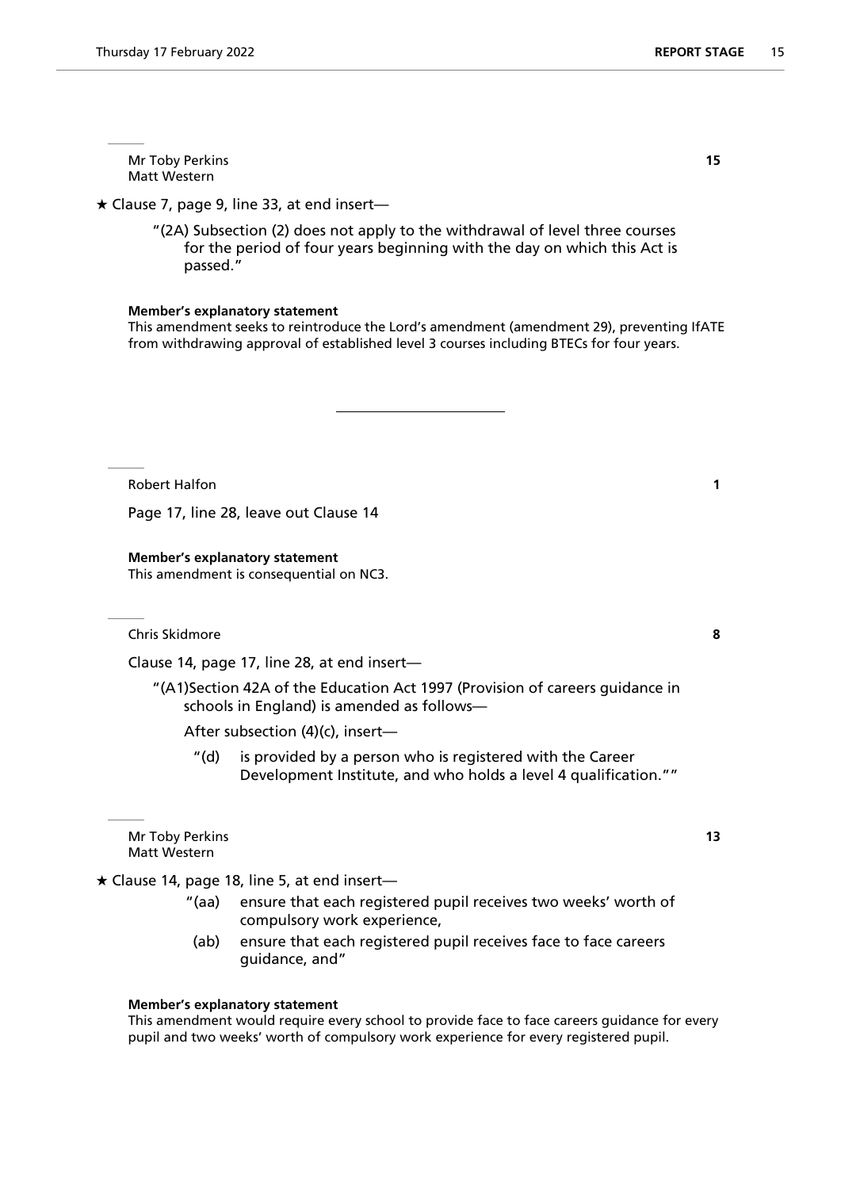Mr Toby Perkins
Matt Western

**15**

★ Clause 7, page 9, line 33, at end insert—

"(2A) Subsection (2) does not apply to the withdrawal of level three courses for the period of four years beginning with the day on which this Act is passed."

**Member's explanatory statement**

This amendment seeks to reintroduce the Lord's amendment (amendment 29), preventing IfATE from withdrawing approval of established level 3 courses including BTECs for four years.

---

Robert Halfon

**1**

Page 17, line 28, leave out Clause 14

**Member's explanatory statement**

This amendment is consequential on NC3.

---

Chris Skidmore

**8**

Clause 14, page 17, line 28, at end insert—

"(A1)Section 42A of the Education Act 1997 (Provision of careers guidance in schools in England) is amended as follows—

After subsection (4)(c), insert—

"(d) is provided by a person who is registered with the Career Development Institute, and who holds a level 4 qualification.""

---

Mr Toby Perkins
Matt Western

**13**

★ Clause 14, page 18, line 5, at end insert—

"(aa) ensure that each registered pupil receives two weeks' worth of compulsory work experience,

(ab) ensure that each registered pupil receives face to face careers guidance, and"

**Member's explanatory statement**

This amendment would require every school to provide face to face careers guidance for every pupil and two weeks' worth of compulsory work experience for every registered pupil.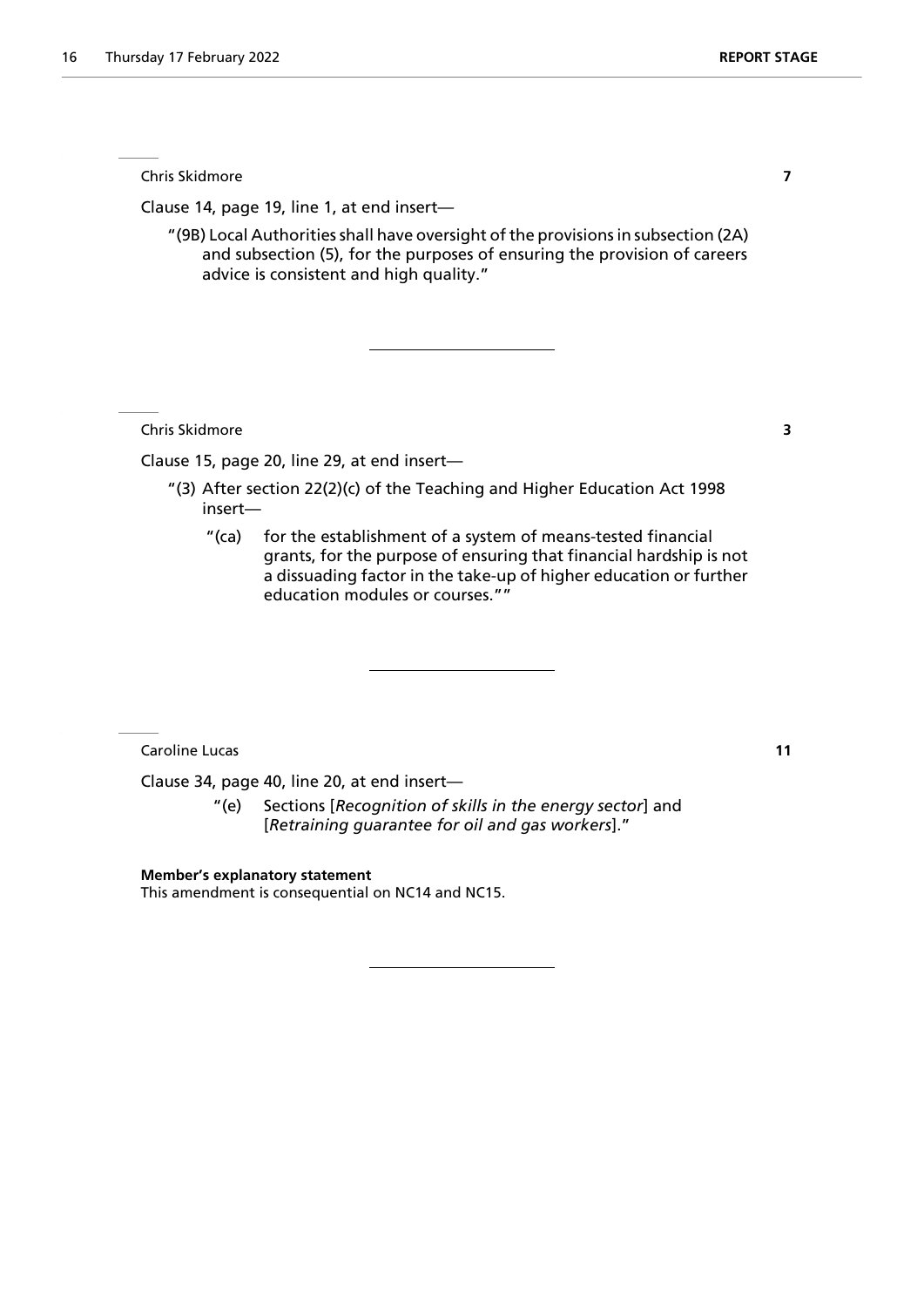Chris Skidmore **7**

Clause 14, page 19, line 1, at end insert—

"(9B) Local Authorities shall have oversight of the provisions in subsection (2A) and subsection (5), for the purposes of ensuring the provision of careers advice is consistent and high quality."

---

Chris Skidmore **3**

Clause 15, page 20, line 29, at end insert—

"(3) After section 22(2)(c) of the Teaching and Higher Education Act 1998 insert—

"(ca) for the establishment of a system of means-tested financial grants, for the purpose of ensuring that financial hardship is not a dissuading factor in the take-up of higher education or further education modules or courses.""

---

Caroline Lucas **11**

Clause 34, page 40, line 20, at end insert—

"(e) Sections [*Recognition of skills in the energy sector*] and [*Retraining guarantee for oil and gas workers*]."

**Member's explanatory statement**

This amendment is consequential on NC14 and NC15.

---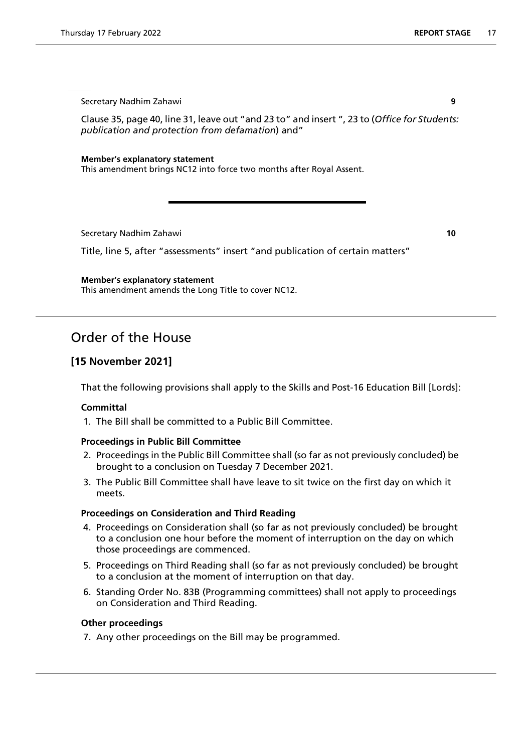Secretary Nadhim Zahawi **9**

Clause 35, page 40, line 31, leave out "and 23 to" and insert ", 23 to (*Office for Students: publication and protection from defamation*) and"

**Member's explanatory statement**
This amendment brings NC12 into force two months after Royal Assent.

---

Secretary Nadhim Zahawi **10**

Title, line 5, after "assessments" insert "and publication of certain matters"

**Member's explanatory statement**
This amendment amends the Long Title to cover NC12.

## Order of the House

### [15 November 2021]

That the following provisions shall apply to the Skills and Post-16 Education Bill [Lords]:

**Committal**

1. The Bill shall be committed to a Public Bill Committee.

**Proceedings in Public Bill Committee**

2. Proceedings in the Public Bill Committee shall (so far as not previously concluded) be brought to a conclusion on Tuesday 7 December 2021.
3. The Public Bill Committee shall have leave to sit twice on the first day on which it meets.

**Proceedings on Consideration and Third Reading**

4. Proceedings on Consideration shall (so far as not previously concluded) be brought to a conclusion one hour before the moment of interruption on the day on which those proceedings are commenced.
5. Proceedings on Third Reading shall (so far as not previously concluded) be brought to a conclusion at the moment of interruption on that day.
6. Standing Order No. 83B (Programming committees) shall not apply to proceedings on Consideration and Third Reading.

**Other proceedings**

7. Any other proceedings on the Bill may be programmed.